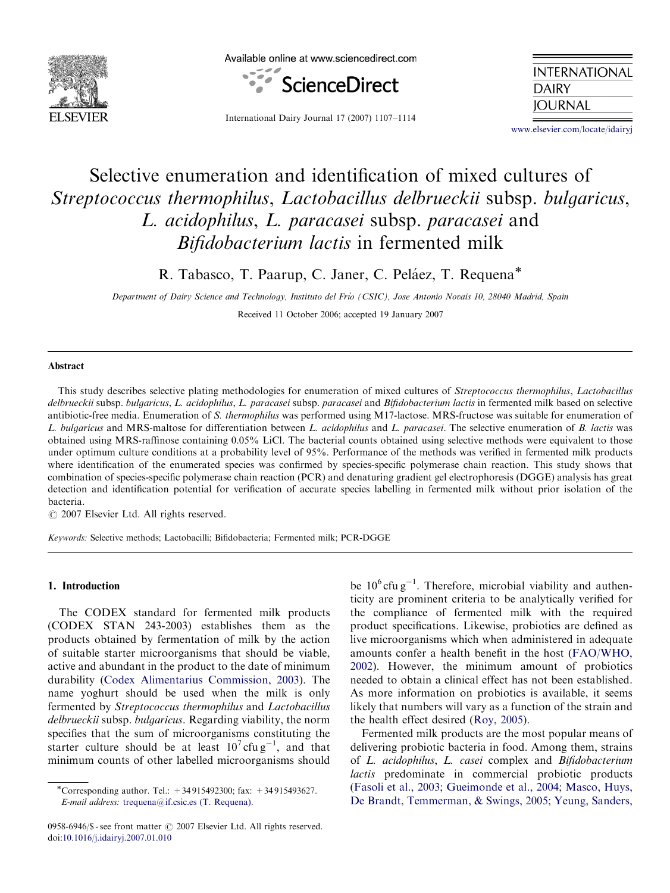# Selective enumeration and identification of mixed cultures of *Streptococcus thermophilus*, *Lactobacillus delbrueckii* subsp. *bulgaricus*, *L. acidophilus*, *L. paracasei* subsp. *paracasei* and *Bifidobacterium lactis* in fermented milk

R. Tabasco, T. Paarup, C. Janer, C. Peláez, T. Requena*

*Department of Dairy Science and Technology, Instituto del Frío (CSIC), Jose Antonio Novais 10, 28040 Madrid, Spain*

Received 11 October 2006; accepted 19 January 2007

## Abstract

This study describes selective plating methodologies for enumeration of mixed cultures of *Streptococcus thermophilus*, *Lactobacillus delbrueckii* subsp. *bulgaricus*, *L. acidophilus*, *L. paracasei* subsp. *paracasei* and *Bifidobacterium lactis* in fermented milk based on selective antibiotic-free media. Enumeration of *S. thermophilus* was performed using M17-lactose. MRS-fructose was suitable for enumeration of *L. bulgaricus* and MRS-maltose for differentiation between *L. acidophilus* and *L. paracasei*. The selective enumeration of *B. lactis* was obtained using MRS-raffinose containing 0.05% LiCl. The bacterial counts obtained using selective methods were equivalent to those under optimum culture conditions at a probability level of 95%. Performance of the methods was verified in fermented milk products where identification of the enumerated species was confirmed by species-specific polymerase chain reaction. This study shows that combination of species-specific polymerase chain reaction (PCR) and denaturing gradient gel electrophoresis (DGGE) analysis has great detection and identification potential for verification of accurate species labelling in fermented milk without prior isolation of the bacteria.

© 2007 Elsevier Ltd. All rights reserved.

*Keywords:* Selective methods; Lactobacilli; Bifidobacteria; Fermented milk; PCR-DGGE

## 1. Introduction

The CODEX standard for fermented milk products (CODEX STAN 243-2003) establishes them as the products obtained by fermentation of milk by the action of suitable starter microorganisms that should be viable, active and abundant in the product to the date of minimum durability (Codex Alimentarius Commission, 2003). The name yoghurt should be used when the milk is only fermented by *Streptococcus thermophilus* and *Lactobacillus delbrueckii* subsp. *bulgaricus*. Regarding viability, the norm specifies that the sum of microorganisms constituting the starter culture should be at least $10^7$ cfu g$^{-1}$, and that minimum counts of other labelled microorganisms should be $10^6$ cfu g$^{-1}$. Therefore, microbial viability and authenticity are prominent criteria to be analytically verified for the compliance of fermented milk with the required product specifications. Likewise, probiotics are defined as live microorganisms which when administered in adequate amounts confer a health benefit in the host (FAO/WHO, 2002). However, the minimum amount of probiotics needed to obtain a clinical effect has not been established. As more information on probiotics is available, it seems likely that numbers will vary as a function of the strain and the health effect desired (Roy, 2005).

Fermented milk products are the most popular means of delivering probiotic bacteria in food. Among them, strains of *L. acidophilus*, *L. casei* complex and *Bifidobacterium lactis* predominate in commercial probiotic products (Fasoli et al., 2003; Gueimonde et al., 2004; Masco, Huys, De Brandt, Temmerman, & Swings, 2005; Yeung, Sanders,

*Corresponding author. Tel.: +34 915492300; fax: +34 915493627.
*E-mail address:* trequena@if.csic.es (T. Requena).

0958-6946/$ - see front matter © 2007 Elsevier Ltd. All rights reserved.
doi:10.1016/j.idairyj.2007.01.010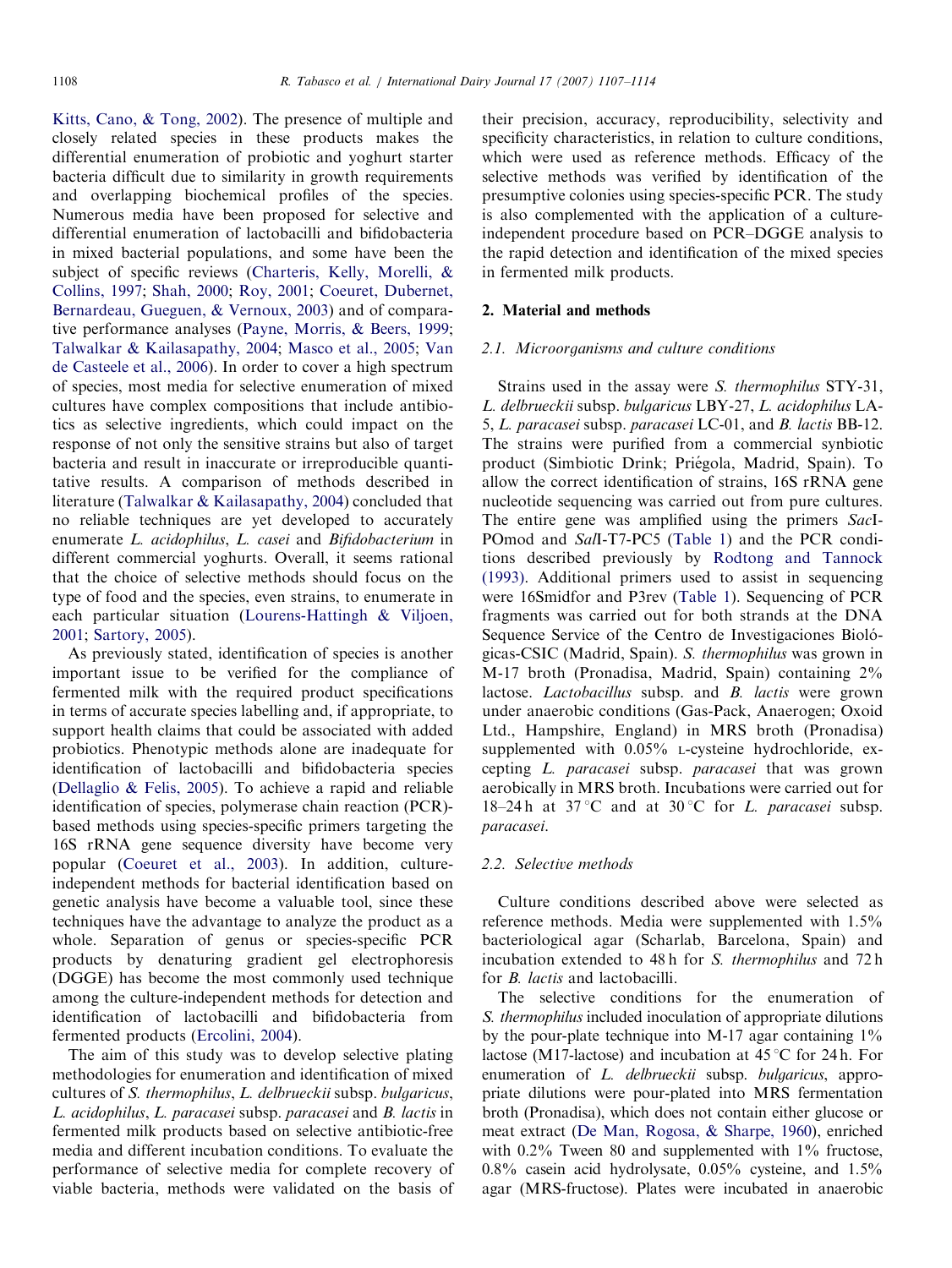Kitts, Cano, & Tong, 2002). The presence of multiple and closely related species in these products makes the differential enumeration of probiotic and yoghurt starter bacteria difficult due to similarity in growth requirements and overlapping biochemical profiles of the species. Numerous media have been proposed for selective and differential enumeration of lactobacilli and bifidobacteria in mixed bacterial populations, and some have been the subject of specific reviews (Charteris, Kelly, Morelli, & Collins, 1997; Shah, 2000; Roy, 2001; Coeuret, Dubernet, Bernardeau, Gueguen, & Vernoux, 2003) and of comparative performance analyses (Payne, Morris, & Beers, 1999; Talwalkar & Kailasapathy, 2004; Masco et al., 2005; Van de Casteele et al., 2006). In order to cover a high spectrum of species, most media for selective enumeration of mixed cultures have complex compositions that include antibiotics as selective ingredients, which could impact on the response of not only the sensitive strains but also of target bacteria and result in inaccurate or irreproducible quantitative results. A comparison of methods described in literature (Talwalkar & Kailasapathy, 2004) concluded that no reliable techniques are yet developed to accurately enumerate *L. acidophilus*, *L. casei* and *Bifidobacterium* in different commercial yoghurts. Overall, it seems rational that the choice of selective methods should focus on the type of food and the species, even strains, to enumerate in each particular situation (Lourens-Hattingh & Viljoen, 2001; Sartory, 2005).

As previously stated, identification of species is another important issue to be verified for the compliance of fermented milk with the required product specifications in terms of accurate species labelling and, if appropriate, to support health claims that could be associated with added probiotics. Phenotypic methods alone are inadequate for identification of lactobacilli and bifidobacteria species (Dellaglio & Felis, 2005). To achieve a rapid and reliable identification of species, polymerase chain reaction (PCR)-based methods using species-specific primers targeting the 16S rRNA gene sequence diversity have become very popular (Coeuret et al., 2003). In addition, culture-independent methods for bacterial identification based on genetic analysis have become a valuable tool, since these techniques have the advantage to analyze the product as a whole. Separation of genus or species-specific PCR products by denaturing gradient gel electrophoresis (DGGE) has become the most commonly used technique among the culture-independent methods for detection and identification of lactobacilli and bifidobacteria from fermented products (Ercolini, 2004).

The aim of this study was to develop selective plating methodologies for enumeration and identification of mixed cultures of *S. thermophilus*, *L. delbrueckii* subsp. *bulgaricus*, *L. acidophilus*, *L. paracasei* subsp. *paracasei* and *B. lactis* in fermented milk products based on selective antibiotic-free media and different incubation conditions. To evaluate the performance of selective media for complete recovery of viable bacteria, methods were validated on the basis of their precision, accuracy, reproducibility, selectivity and specificity characteristics, in relation to culture conditions, which were used as reference methods. Efficacy of the selective methods was verified by identification of the presumptive colonies using species-specific PCR. The study is also complemented with the application of a culture-independent procedure based on PCR–DGGE analysis to the rapid detection and identification of the mixed species in fermented milk products.

## 2. Material and methods

### 2.1. Microorganisms and culture conditions

Strains used in the assay were *S. thermophilus* STY-31, *L. delbrueckii* subsp. *bulgaricus* LBY-27, *L. acidophilus* LA-5, *L. paracasei* subsp. *paracasei* LC-01, and *B. lactis* BB-12. The strains were purified from a commercial synbiotic product (Simbiotic Drink; Priégola, Madrid, Spain). To allow the correct identification of strains, 16S rRNA gene nucleotide sequencing was carried out from pure cultures. The entire gene was amplified using the primers *Sac*I-POmod and *Sal*I-T7-PC5 (Table 1) and the PCR conditions described previously by Rodtong and Tannock (1993). Additional primers used to assist in sequencing were 16Smidfor and P3rev (Table 1). Sequencing of PCR fragments was carried out for both strands at the DNA Sequence Service of the Centro de Investigaciones Biológicas-CSIC (Madrid, Spain). *S. thermophilus* was grown in M-17 broth (Pronadisa, Madrid, Spain) containing 2% lactose. *Lactobacillus* subsp. and *B. lactis* were grown under anaerobic conditions (Gas-Pack, Anaerogen; Oxoid Ltd., Hampshire, England) in MRS broth (Pronadisa) supplemented with 0.05% L-cysteine hydrochloride, excepting *L. paracasei* subsp. *paracasei* that was grown aerobically in MRS broth. Incubations were carried out for 18–24 h at 37 °C and at 30 °C for *L. paracasei* subsp. *paracasei*.

### 2.2. Selective methods

Culture conditions described above were selected as reference methods. Media were supplemented with 1.5% bacteriological agar (Scharlab, Barcelona, Spain) and incubation extended to 48 h for *S. thermophilus* and 72 h for *B. lactis* and lactobacilli.

The selective conditions for the enumeration of *S. thermophilus* included inoculation of appropriate dilutions by the pour-plate technique into M-17 agar containing 1% lactose (M17-lactose) and incubation at 45 °C for 24 h. For enumeration of *L. delbrueckii* subsp. *bulgaricus*, appropriate dilutions were pour-plated into MRS fermentation broth (Pronadisa), which does not contain either glucose or meat extract (De Man, Rogosa, & Sharpe, 1960), enriched with 0.2% Tween 80 and supplemented with 1% fructose, 0.8% casein acid hydrolysate, 0.05% cysteine, and 1.5% agar (MRS-fructose). Plates were incubated in anaerobic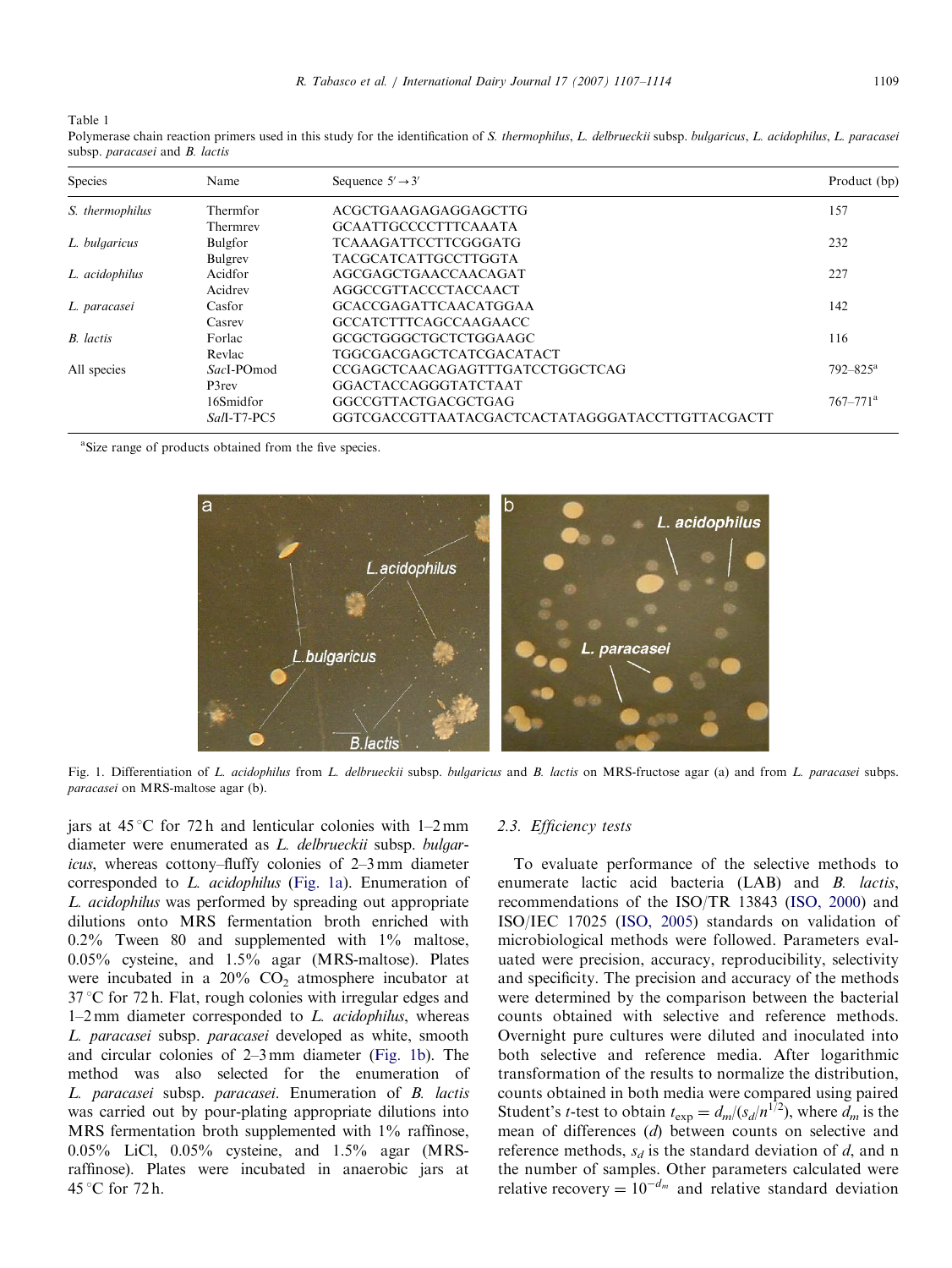Table 1
Polymerase chain reaction primers used in this study for the identification of *S. thermophilus*, *L. delbrueckii* subsp. *bulgaricus*, *L. acidophilus*, *L. paracasei* subsp. *paracasei* and *B. lactis*

| Species | Name | Sequence 5′→3′ | Product (bp) |
|---|---|---|---|
| *S. thermophilus* | Thermfor | ACGCTGAAGAGAGGAGCTTG | 157 |
| | Thermrev | GCAATTGCCCCTTTCAAATA | |
| *L. bulgaricus* | Bulgfor | TCAAAGATTCCTTCGGGATG | 232 |
| | Bulgrev | TACGCATCATTGCCTTGGTA | |
| *L. acidophilus* | Acidfor | AGCGAGCTGAACCAACAGAT | 227 |
| | Acidrev | AGGCCGTTACCCTACCAACT | |
| *L. paracasei* | Casfor | GCACCGAGATTCAACATGGAA | 142 |
| | Casrev | GCCATCTTTCAGCCAAGAACC | |
| *B. lactis* | Forlac | GCGCTGGGCTGCTCTGGAAGC | 116 |
| | Revlac | TGGCGACGAGCTCATCGACATACT | |
| All species | *Sac*I-POmod | CCGAGCTCAACAGAGTTTGATCCTGGCTCAG | 792–825[a] |
| | P3rev | GGACTACCAGGGTATCTAAT | |
| | 16Smidfor | GGCCGTTACTGACGCTGAG | 767–771[a] |
| | *Sal*I-T7-PC5 | GGTCGACCGTTAATACGACTCACTATAGGGATACCTTGTTACGACTT | |

[a]Size range of products obtained from the five species.

Fig. 1. Differentiation of *L. acidophilus* from *L. delbrueckii* subsp. *bulgaricus* and *B. lactis* on MRS-fructose agar (a) and from *L. paracasei* subps. *paracasei* on MRS-maltose agar (b).

jars at 45 °C for 72 h and lenticular colonies with 1–2 mm diameter were enumerated as *L. delbrueckii* subsp. *bulgaricus*, whereas cottony–fluffy colonies of 2–3 mm diameter corresponded to *L. acidophilus* (Fig. 1a). Enumeration of *L. acidophilus* was performed by spreading out appropriate dilutions onto MRS fermentation broth enriched with 0.2% Tween 80 and supplemented with 1% maltose, 0.05% cysteine, and 1.5% agar (MRS-maltose). Plates were incubated in a 20% $CO_2$ atmosphere incubator at 37 °C for 72 h. Flat, rough colonies with irregular edges and 1–2 mm diameter corresponded to *L. acidophilus*, whereas *L. paracasei* subsp. *paracasei* developed as white, smooth and circular colonies of 2–3 mm diameter (Fig. 1b). The method was also selected for the enumeration of *L. paracasei* subsp. *paracasei*. Enumeration of *B. lactis* was carried out by pour-plating appropriate dilutions into MRS fermentation broth supplemented with 1% raffinose, 0.05% LiCl, 0.05% cysteine, and 1.5% agar (MRS-raffinose). Plates were incubated in anaerobic jars at 45 °C for 72 h.

### 2.3. Efficiency tests

To evaluate performance of the selective methods to enumerate lactic acid bacteria (LAB) and *B. lactis*, recommendations of the ISO/TR 13843 (ISO, 2000) and ISO/IEC 17025 (ISO, 2005) standards on validation of microbiological methods were followed. Parameters evaluated were precision, accuracy, reproducibility, selectivity and specificity. The precision and accuracy of the methods were determined by the comparison between the bacterial counts obtained with selective and reference methods. Overnight pure cultures were diluted and inoculated into both selective and reference media. After logarithmic transformation of the results to normalize the distribution, counts obtained in both media were compared using paired Student's *t*-test to obtain $t_{exp} = d_m/(s_d/n^{1/2})$, where $d_m$ is the mean of differences ($d$) between counts on selective and reference methods, $s_d$ is the standard deviation of $d$, and n the number of samples. Other parameters calculated were relative recovery $= 10^{-d_m}$ and relative standard deviation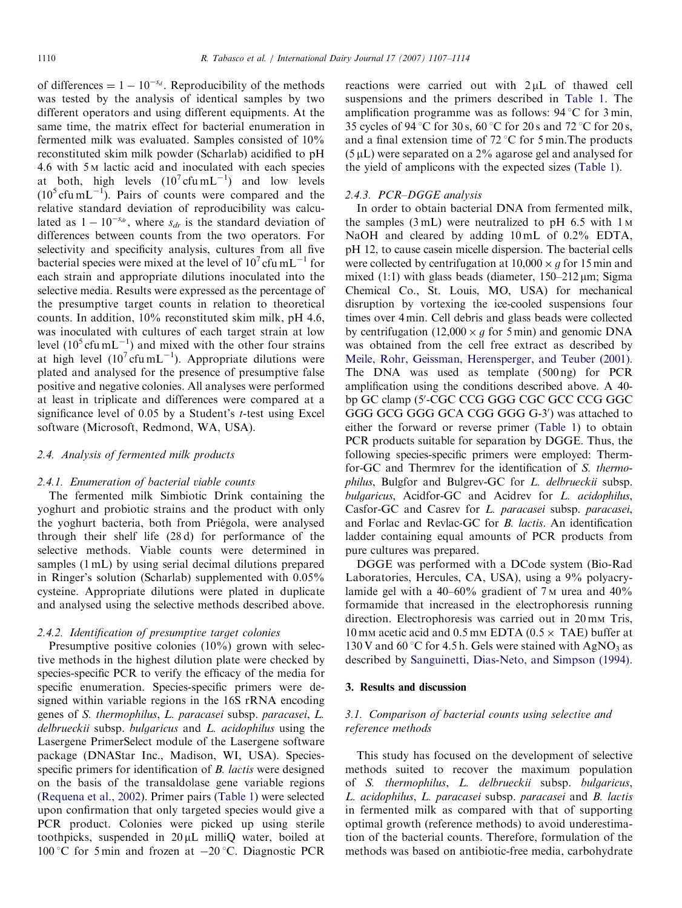of differences = $1-10^{-s_d}$. Reproducibility of the methods was tested by the analysis of identical samples by two different operators and using different equipments. At the same time, the matrix effect for bacterial enumeration in fermented milk was evaluated. Samples consisted of 10% reconstituted skim milk powder (Scharlab) acidified to pH 4.6 with 5 M lactic acid and inoculated with each species at both, high levels ($10^7$ cfu mL$^{-1}$) and low levels ($10^5$ cfu mL$^{-1}$). Pairs of counts were compared and the relative standard deviation of reproducibility was calculated as $1-10^{-s_{dr}}$, where $s_{dr}$ is the standard deviation of differences between counts from the two operators. For selectivity and specificity analysis, cultures from all five bacterial species were mixed at the level of $10^7$ cfu mL$^{-1}$ for each strain and appropriate dilutions inoculated into the selective media. Results were expressed as the percentage of the presumptive target counts in relation to theoretical counts. In addition, 10% reconstituted skim milk, pH 4.6, was inoculated with cultures of each target strain at low level ($10^5$ cfu mL$^{-1}$) and mixed with the other four strains at high level ($10^7$ cfu mL$^{-1}$). Appropriate dilutions were plated and analysed for the presence of presumptive false positive and negative colonies. All analyses were performed at least in triplicate and differences were compared at a significance level of 0.05 by a Student's *t*-test using Excel software (Microsoft, Redmond, WA, USA).

### 2.4. Analysis of fermented milk products

#### 2.4.1. Enumeration of bacterial viable counts

The fermented milk Simbiotic Drink containing the yoghurt and probiotic strains and the product with only the yoghurt bacteria, both from Priégola, were analysed through their shelf life (28 d) for performance of the selective methods. Viable counts were determined in samples (1 mL) by using serial decimal dilutions prepared in Ringer's solution (Scharlab) supplemented with 0.05% cysteine. Appropriate dilutions were plated in duplicate and analysed using the selective methods described above.

#### 2.4.2. Identification of presumptive target colonies

Presumptive positive colonies (10%) grown with selective methods in the highest dilution plate were checked by species-specific PCR to verify the efficacy of the media for specific enumeration. Species-specific primers were designed within variable regions in the 16S rRNA encoding genes of *S. thermophilus*, *L. paracasei* subsp. *paracasei*, *L. delbrueckii* subsp. *bulgaricus* and *L. acidophilus* using the Lasergene PrimerSelect module of the Lasergene software package (DNAStar Inc., Madison, WI, USA). Species-specific primers for identification of *B. lactis* were designed on the basis of the transaldolase gene variable regions (Requena et al., 2002). Primer pairs (Table 1) were selected upon confirmation that only targeted species would give a PCR product. Colonies were picked up using sterile toothpicks, suspended in 20 µL milliQ water, boiled at 100 °C for 5 min and frozen at −20 °C. Diagnostic PCR reactions were carried out with 2 µL of thawed cell suspensions and the primers described in Table 1. The amplification programme was as follows: 94 °C for 3 min, 35 cycles of 94 °C for 30 s, 60 °C for 20 s and 72 °C for 20 s, and a final extension time of 72 °C for 5 min. The products (5 µL) were separated on a 2% agarose gel and analysed for the yield of amplicons with the expected sizes (Table 1).

#### 2.4.3. PCR–DGGE analysis

In order to obtain bacterial DNA from fermented milk, the samples (3 mL) were neutralized to pH 6.5 with 1 M NaOH and cleared by adding 10 mL of 0.2% EDTA, pH 12, to cause casein micelle dispersion. The bacterial cells were collected by centrifugation at 10,000 × *g* for 15 min and mixed (1:1) with glass beads (diameter, 150–212 µm; Sigma Chemical Co., St. Louis, MO, USA) for mechanical disruption by vortexing the ice-cooled suspensions four times over 4 min. Cell debris and glass beads were collected by centrifugation (12,000 × *g* for 5 min) and genomic DNA was obtained from the cell free extract as described by Meile, Rohr, Geissman, Herensperger, and Teuber (2001). The DNA was used as template (500 ng) for PCR amplification using the conditions described above. A 40-bp GC clamp (5′-CGC CCG GGG CGC GCC CCG GGC GGG GCG GGG GCA CGG GGG G-3′) was attached to either the forward or reverse primer (Table 1) to obtain PCR products suitable for separation by DGGE. Thus, the following species-specific primers were employed: Thermfor-GC and Thermrev for the identification of *S. thermophilus*, Bulgfor and Bulgrev-GC for *L. delbrueckii* subsp. *bulgaricus*, Acidfor-GC and Acidrev for *L. acidophilus*, Casfor-GC and Casrev for *L. paracasei* subsp. *paracasei*, and Forlac and Revlac-GC for *B. lactis*. An identification ladder containing equal amounts of PCR products from pure cultures was prepared.

DGGE was performed with a DCode system (Bio-Rad Laboratories, Hercules, CA, USA), using a 9% polyacrylamide gel with a 40–60% gradient of 7 M urea and 40% formamide that increased in the electrophoresis running direction. Electrophoresis was carried out in 20 mM Tris, 10 mM acetic acid and 0.5 mM EDTA (0.5 × TAE) buffer at 130 V and 60 °C for 4.5 h. Gels were stained with $AgNO_3$ as described by Sanguinetti, Dias-Neto, and Simpson (1994).

## 3. Results and discussion

### 3.1. Comparison of bacterial counts using selective and reference methods

This study has focused on the development of selective methods suited to recover the maximum population of *S. thermophilus*, *L. delbrueckii* subsp. *bulgaricus*, *L. acidophilus*, *L. paracasei* subsp. *paracasei* and *B. lactis* in fermented milk as compared with that of supporting optimal growth (reference methods) to avoid underestimation of the bacterial counts. Therefore, formulation of the methods was based on antibiotic-free media, carbohydrate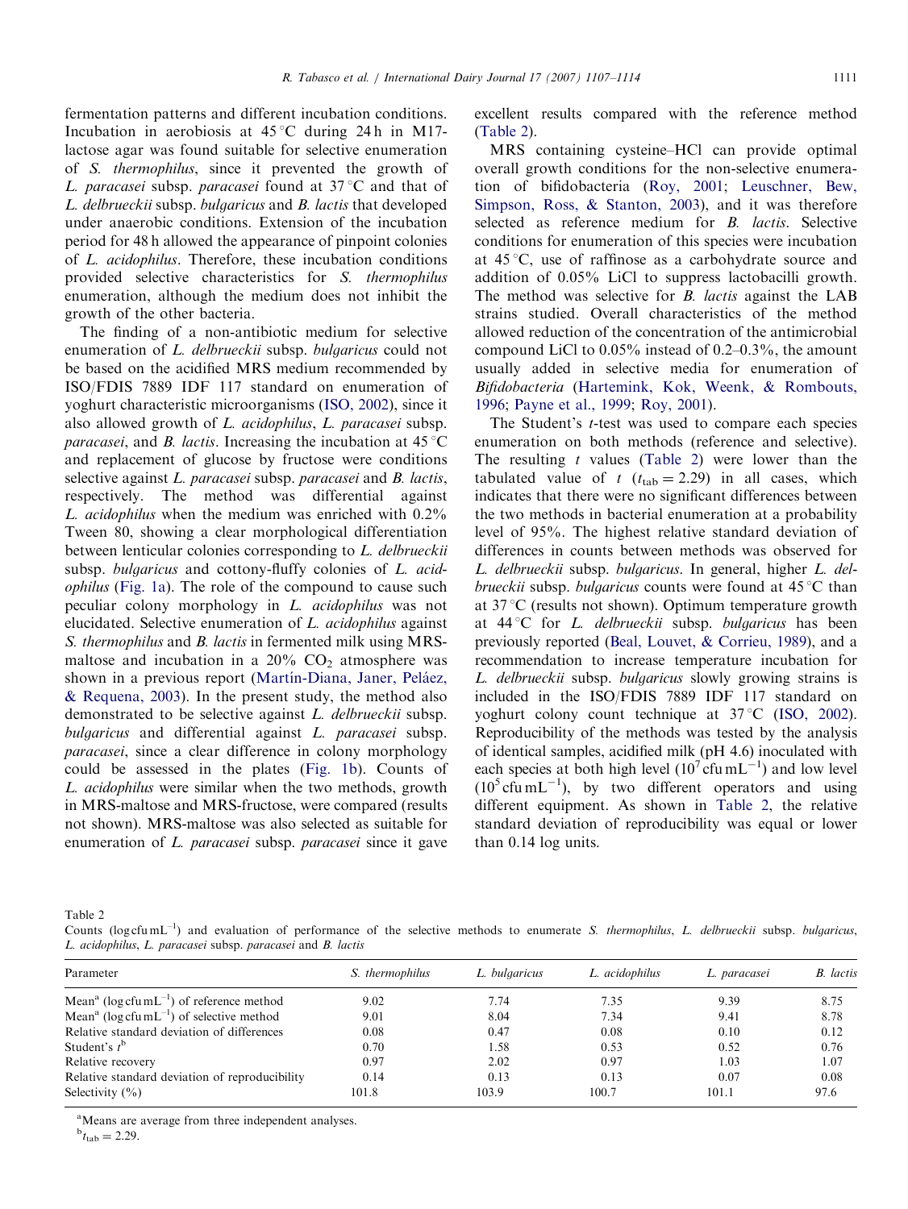fermentation patterns and different incubation conditions. Incubation in aerobiosis at 45 °C during 24 h in M17-lactose agar was found suitable for selective enumeration of *S. thermophilus*, since it prevented the growth of *L. paracasei* subsp. *paracasei* found at 37 °C and that of *L. delbrueckii* subsp. *bulgaricus* and *B. lactis* that developed under anaerobic conditions. Extension of the incubation period for 48 h allowed the appearance of pinpoint colonies of *L. acidophilus*. Therefore, these incubation conditions provided selective characteristics for *S. thermophilus* enumeration, although the medium does not inhibit the growth of the other bacteria.

The finding of a non-antibiotic medium for selective enumeration of *L. delbrueckii* subsp. *bulgaricus* could not be based on the acidified MRS medium recommended by ISO/FDIS 7889 IDF 117 standard on enumeration of yoghurt characteristic microorganisms (ISO, 2002), since it also allowed growth of *L. acidophilus*, *L. paracasei* subsp. *paracasei*, and *B. lactis*. Increasing the incubation at 45 °C and replacement of glucose by fructose were conditions selective against *L. paracasei* subsp. *paracasei* and *B. lactis*, respectively. The method was differential against *L. acidophilus* when the medium was enriched with 0.2% Tween 80, showing a clear morphological differentiation between lenticular colonies corresponding to *L. delbrueckii* subsp. *bulgaricus* and cottony-fluffy colonies of *L. acidophilus* (Fig. 1a). The role of the compound to cause such peculiar colony morphology in *L. acidophilus* was not elucidated. Selective enumeration of *L. acidophilus* against *S. thermophilus* and *B. lactis* in fermented milk using MRS-maltose and incubation in a 20% $CO_2$ atmosphere was shown in a previous report (Martín-Diana, Janer, Peláez, & Requena, 2003). In the present study, the method also demonstrated to be selective against *L. delbrueckii* subsp. *bulgaricus* and differential against *L. paracasei* subsp. *paracasei*, since a clear difference in colony morphology could be assessed in the plates (Fig. 1b). Counts of *L. acidophilus* were similar when the two methods, growth in MRS-maltose and MRS-fructose, were compared (results not shown). MRS-maltose was also selected as suitable for enumeration of *L. paracasei* subsp. *paracasei* since it gave excellent results compared with the reference method (Table 2).

MRS containing cysteine–HCl can provide optimal overall growth conditions for the non-selective enumeration of bifidobacteria (Roy, 2001; Leuschner, Bew, Simpson, Ross, & Stanton, 2003), and it was therefore selected as reference medium for *B. lactis*. Selective conditions for enumeration of this species were incubation at 45 °C, use of raffinose as a carbohydrate source and addition of 0.05% LiCl to suppress lactobacilli growth. The method was selective for *B. lactis* against the LAB strains studied. Overall characteristics of the method allowed reduction of the concentration of the antimicrobial compound LiCl to 0.05% instead of 0.2–0.3%, the amount usually added in selective media for enumeration of *Bifidobacteria* (Hartemink, Kok, Weenk, & Rombouts, 1996; Payne et al., 1999; Roy, 2001).

The Student's *t*-test was used to compare each species enumeration on both methods (reference and selective). The resulting *t* values (Table 2) were lower than the tabulated value of *t* ($t_{tab} = 2.29$) in all cases, which indicates that there were no significant differences between the two methods in bacterial enumeration at a probability level of 95%. The highest relative standard deviation of differences in counts between methods was observed for *L. delbrueckii* subsp. *bulgaricus*. In general, higher *L. delbrueckii* subsp. *bulgaricus* counts were found at 45 °C than at 37 °C (results not shown). Optimum temperature growth at 44 °C for *L. delbrueckii* subsp. *bulgaricus* has been previously reported (Beal, Louvet, & Corrieu, 1989), and a recommendation to increase temperature incubation for *L. delbrueckii* subsp. *bulgaricus* slowly growing strains is included in the ISO/FDIS 7889 IDF 117 standard on yoghurt colony count technique at 37 °C (ISO, 2002). Reproducibility of the methods was tested by the analysis of identical samples, acidified milk (pH 4.6) inoculated with each species at both high level ($10^7$ cfu mL$^{-1}$) and low level ($10^5$ cfu mL$^{-1}$), by two different operators and using different equipment. As shown in Table 2, the relative standard deviation of reproducibility was equal or lower than 0.14 log units.

Table 2
Counts (log cfu mL$^{-1}$) and evaluation of performance of the selective methods to enumerate *S. thermophilus*, *L. delbrueckii* subsp. *bulgaricus*, *L. acidophilus*, *L. paracasei* subsp. *paracasei* and *B. lactis*

| Parameter | *S. thermophilus* | *L. bulgaricus* | *L. acidophilus* | *L. paracasei* | *B. lactis* |
|---|---|---|---|---|---|
| Mean[a] (log cfu mL$^{-1}$) of reference method | 9.02 | 7.74 | 7.35 | 9.39 | 8.75 |
| Mean[a] (log cfu mL$^{-1}$) of selective method | 9.01 | 8.04 | 7.34 | 9.41 | 8.78 |
| Relative standard deviation of differences | 0.08 | 0.47 | 0.08 | 0.10 | 0.12 |
| Student's *t*[b] | 0.70 | 1.58 | 0.53 | 0.52 | 0.76 |
| Relative recovery | 0.97 | 2.02 | 0.97 | 1.03 | 1.07 |
| Relative standard deviation of reproducibility | 0.14 | 0.13 | 0.13 | 0.07 | 0.08 |
| Selectivity (%) | 101.8 | 103.9 | 100.7 | 101.1 | 97.6 |

[a]Means are average from three independent analyses.
[b]$t_{tab} = 2.29$.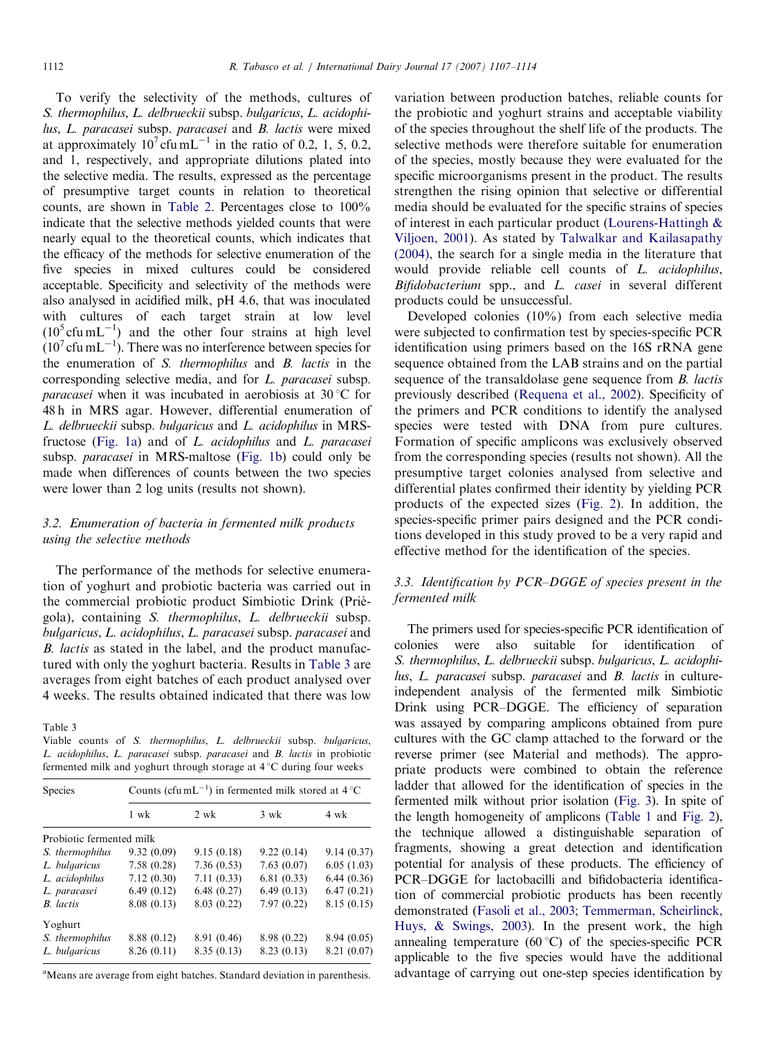To verify the selectivity of the methods, cultures of *S. thermophilus*, *L. delbrueckii* subsp. *bulgaricus*, *L. acidophilus*, *L. paracasei* subsp. *paracasei* and *B. lactis* were mixed at approximately $10^7$ cfu mL$^{-1}$ in the ratio of 0.2, 1, 5, 0.2, and 1, respectively, and appropriate dilutions plated into the selective media. The results, expressed as the percentage of presumptive target counts in relation to theoretical counts, are shown in Table 2. Percentages close to 100% indicate that the selective methods yielded counts that were nearly equal to the theoretical counts, which indicates that the efficacy of the methods for selective enumeration of the five species in mixed cultures could be considered acceptable. Specificity and selectivity of the methods were also analysed in acidified milk, pH 4.6, that was inoculated with cultures of each target strain at low level ($10^5$ cfu mL$^{-1}$) and the other four strains at high level ($10^7$ cfu mL$^{-1}$). There was no interference between species for the enumeration of *S. thermophilus* and *B. lactis* in the corresponding selective media, and for *L. paracasei* subsp. *paracasei* when it was incubated in aerobiosis at 30 °C for 48 h in MRS agar. However, differential enumeration of *L. delbrueckii* subsp. *bulgaricus* and *L. acidophilus* in MRS-fructose (Fig. 1a) and of *L. acidophilus* and *L. paracasei* subsp. *paracasei* in MRS-maltose (Fig. 1b) could only be made when differences of counts between the two species were lower than 2 log units (results not shown).

### 3.2. Enumeration of bacteria in fermented milk products using the selective methods

The performance of the methods for selective enumeration of yoghurt and probiotic bacteria was carried out in the commercial probiotic product Simbiotic Drink (Priégola), containing *S. thermophilus*, *L. delbrueckii* subsp. *bulgaricus*, *L. acidophilus*, *L. paracasei* subsp. *paracasei* and *B. lactis* as stated in the label, and the product manufactured with only the yoghurt bacteria. Results in Table 3 are averages from eight batches of each product analysed over 4 weeks. The results obtained indicated that there was low variation between production batches, reliable counts for the probiotic and yoghurt strains and acceptable viability of the species throughout the shelf life of the products. The selective methods were therefore suitable for enumeration of the species, mostly because they were evaluated for the specific microorganisms present in the product. The results strengthen the rising opinion that selective or differential media should be evaluated for the specific strains of species of interest in each particular product (Lourens-Hattingh & Viljoen, 2001). As stated by Talwalkar and Kailasapathy (2004), the search for a single media in the literature that would provide reliable cell counts of *L. acidophilus*, *Bifidobacterium* spp., and *L. casei* in several different products could be unsuccessful.

Table 3
Viable counts of *S. thermophilus*, *L. delbrueckii* subsp. *bulgaricus*, *L. acidophilus*, *L. paracasei* subsp. *paracasei* and *B. lactis* in probiotic fermented milk and yoghurt through storage at 4 °C during four weeks

| Species | Counts (cfu mL$^{-1}$) in fermented milk stored at 4 °C | | | |
|---|---|---|---|---|
| | 1 wk | 2 wk | 3 wk | 4 wk |
| *Probiotic fermented milk* | | | | |
| *S. thermophilus* | 9.32 (0.09) | 9.15 (0.18) | 9.22 (0.14) | 9.14 (0.37) |
| *L. bulgaricus* | 7.58 (0.28) | 7.36 (0.53) | 7.63 (0.07) | 6.05 (1.03) |
| *L. acidophilus* | 7.12 (0.30) | 7.11 (0.33) | 6.81 (0.33) | 6.44 (0.36) |
| *L. paracasei* | 6.49 (0.12) | 6.48 (0.27) | 6.49 (0.13) | 6.47 (0.21) |
| *B. lactis* | 8.08 (0.13) | 8.03 (0.22) | 7.97 (0.22) | 8.15 (0.15) |
| *Yoghurt* | | | | |
| *S. thermophilus* | 8.88 (0.12) | 8.91 (0.46) | 8.98 (0.22) | 8.94 (0.05) |
| *L. bulgaricus* | 8.26 (0.11) | 8.35 (0.13) | 8.23 (0.13) | 8.21 (0.07) |

[a]Means are average from eight batches. Standard deviation in parenthesis.

Developed colonies (10%) from each selective media were subjected to confirmation test by species-specific PCR identification using primers based on the 16S rRNA gene sequence obtained from the LAB strains and on the partial sequence of the transaldolase gene sequence from *B. lactis* previously described (Requena et al., 2002). Specificity of the primers and PCR conditions to identify the analysed species were tested with DNA from pure cultures. Formation of specific amplicons was exclusively observed from the corresponding species (results not shown). All the presumptive target colonies analysed from selective and differential plates confirmed their identity by yielding PCR products of the expected sizes (Fig. 2). In addition, the species-specific primer pairs designed and the PCR conditions developed in this study proved to be a very rapid and effective method for the identification of the species.

### 3.3. Identification by PCR–DGGE of species present in the fermented milk

The primers used for species-specific PCR identification of colonies were also suitable for identification of *S. thermophilus*, *L. delbrueckii* subsp. *bulgaricus*, *L. acidophilus*, *L. paracasei* subsp. *paracasei* and *B. lactis* in culture-independent analysis of the fermented milk Simbiotic Drink using PCR–DGGE. The efficiency of separation was assayed by comparing amplicons obtained from pure cultures with the GC clamp attached to the forward or the reverse primer (see Material and methods). The appropriate products were combined to obtain the reference ladder that allowed for the identification of species in the fermented milk without prior isolation (Fig. 3). In spite of the length homogeneity of amplicons (Table 1 and Fig. 2), the technique allowed a distinguishable separation of fragments, showing a great detection and identification potential for analysis of these products. The efficiency of PCR–DGGE for lactobacilli and bifidobacteria identification of commercial probiotic products has been recently demonstrated (Fasoli et al., 2003; Temmerman, Scheirlinck, Huys, & Swings, 2003). In the present work, the high annealing temperature (60 °C) of the species-specific PCR applicable to the five species would have the additional advantage of carrying out one-step species identification by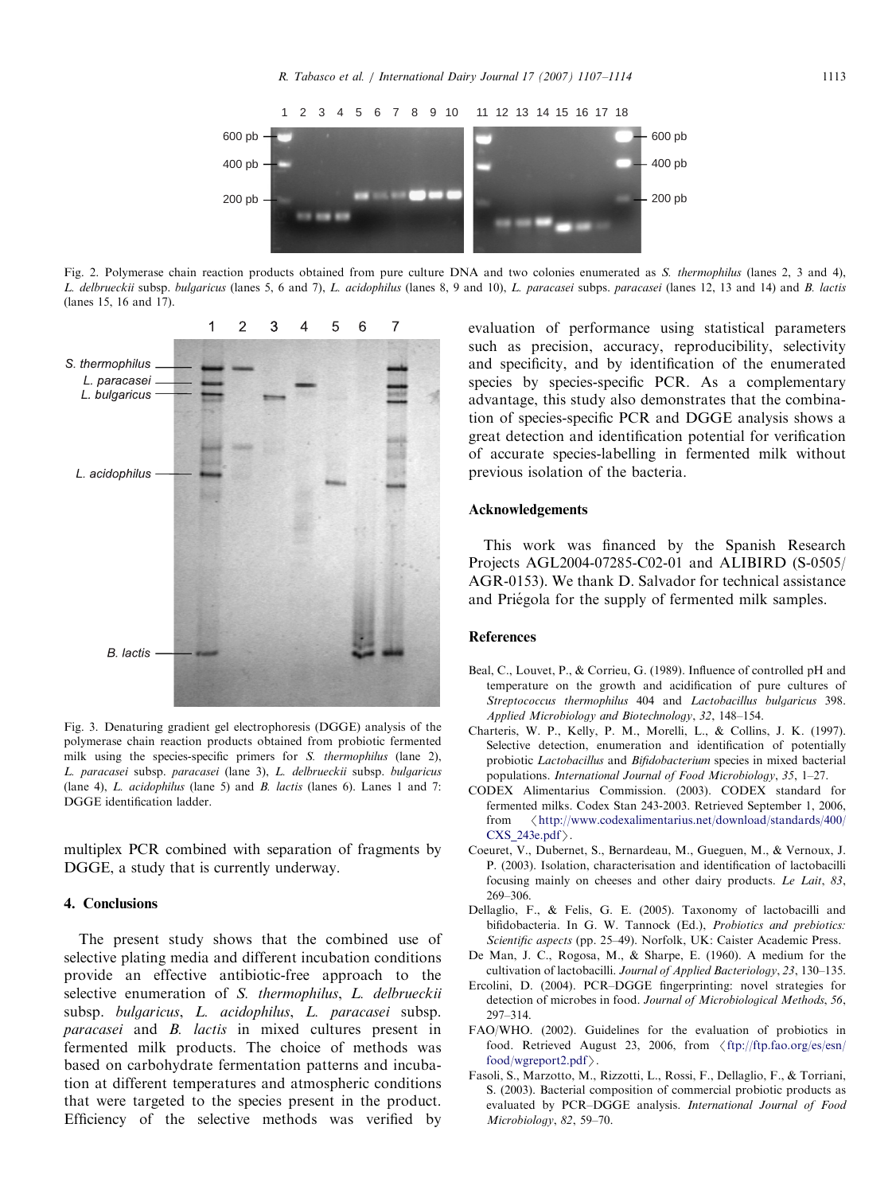Fig. 2. Polymerase chain reaction products obtained from pure culture DNA and two colonies enumerated as *S. thermophilus* (lanes 2, 3 and 4), *L. delbrueckii* subsp. *bulgaricus* (lanes 5, 6 and 7), *L. acidophilus* (lanes 8, 9 and 10), *L. paracasei* subps. *paracasei* (lanes 12, 13 and 14) and *B. lactis* (lanes 15, 16 and 17).

Fig. 3. Denaturing gradient gel electrophoresis (DGGE) analysis of the polymerase chain reaction products obtained from probiotic fermented milk using the species-specific primers for *S. thermophilus* (lane 2), *L. paracasei* subsp. *paracasei* (lane 3), *L. delbrueckii* subsp. *bulgaricus* (lane 4), *L. acidophilus* (lane 5) and *B. lactis* (lanes 6). Lanes 1 and 7: DGGE identification ladder.

multiplex PCR combined with separation of fragments by DGGE, a study that is currently underway.

## 4. Conclusions

The present study shows that the combined use of selective plating media and different incubation conditions provide an effective antibiotic-free approach to the selective enumeration of *S. thermophilus*, *L. delbrueckii* subsp. *bulgaricus*, *L. acidophilus*, *L. paracasei* subsp. *paracasei* and *B. lactis* in mixed cultures present in fermented milk products. The choice of methods was based on carbohydrate fermentation patterns and incubation at different temperatures and atmospheric conditions that were targeted to the species present in the product. Efficiency of the selective methods was verified by evaluation of performance using statistical parameters such as precision, accuracy, reproducibility, selectivity and specificity, and by identification of the enumerated species by species-specific PCR. As a complementary advantage, this study also demonstrates that the combination of species-specific PCR and DGGE analysis shows a great detection and identification potential for verification of accurate species-labelling in fermented milk without previous isolation of the bacteria.

## Acknowledgements

This work was financed by the Spanish Research Projects AGL2004-07285-C02-01 and ALIBIRD (S-0505/AGR-0153). We thank D. Salvador for technical assistance and Priégola for the supply of fermented milk samples.

## References

Beal, C., Louvet, P., & Corrieu, G. (1989). Influence of controlled pH and temperature on the growth and acidification of pure cultures of *Streptococcus thermophilus* 404 and *Lactobacillus bulgaricus* 398. *Applied Microbiology and Biotechnology*, *32*, 148–154.

Charteris, W. P., Kelly, P. M., Morelli, L., & Collins, J. K. (1997). Selective detection, enumeration and identification of potentially probiotic *Lactobacillus* and *Bifidobacterium* species in mixed bacterial populations. *International Journal of Food Microbiology*, *35*, 1–27.

CODEX Alimentarius Commission. (2003). CODEX standard for fermented milks. Codex Stan 243-2003. Retrieved September 1, 2006, from ⟨http://www.codexalimentarius.net/download/standards/400/CXS_243e.pdf⟩.

Coeuret, V., Dubernet, S., Bernardeau, M., Gueguen, M., & Vernoux, J. P. (2003). Isolation, characterisation and identification of lactobacilli focusing mainly on cheeses and other dairy products. *Le Lait*, *83*, 269–306.

Dellaglio, F., & Felis, G. E. (2005). Taxonomy of lactobacilli and bifidobacteria. In G. W. Tannock (Ed.), *Probiotics and prebiotics: Scientific aspects* (pp. 25–49). Norfolk, UK: Caister Academic Press.

De Man, J. C., Rogosa, M., & Sharpe, E. (1960). A medium for the cultivation of lactobacilli. *Journal of Applied Bacteriology*, *23*, 130–135.

Ercolini, D. (2004). PCR–DGGE fingerprinting: novel strategies for detection of microbes in food. *Journal of Microbiological Methods*, *56*, 297–314.

FAO/WHO. (2002). Guidelines for the evaluation of probiotics in food. Retrieved August 23, 2006, from ⟨ftp://ftp.fao.org/es/esn/food/wgreport2.pdf⟩.

Fasoli, S., Marzotto, M., Rizzotti, L., Rossi, F., Dellaglio, F., & Torriani, S. (2003). Bacterial composition of commercial probiotic products as evaluated by PCR–DGGE analysis. *International Journal of Food Microbiology*, *82*, 59–70.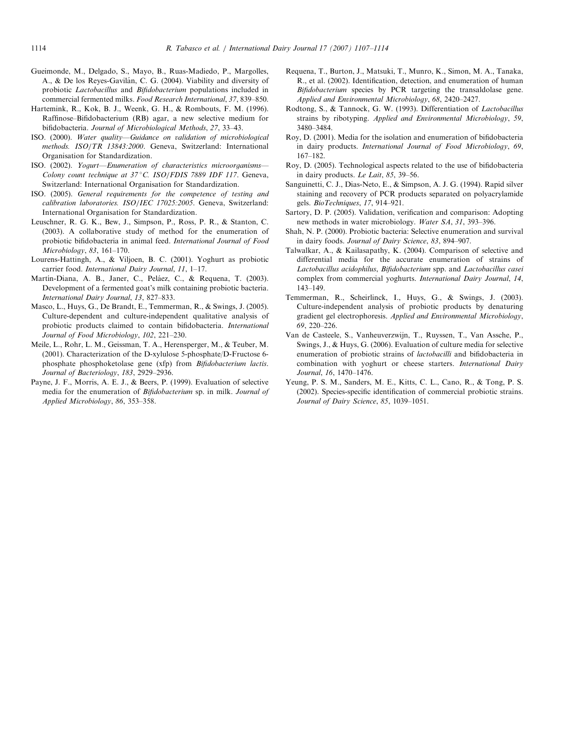Gueimonde, M., Delgado, S., Mayo, B., Ruas-Madiedo, P., Margolles, A., & De los Reyes-Gavilán, C. G. (2004). Viability and diversity of probiotic *Lactobacillus* and *Bifidobacterium* populations included in commercial fermented milks. *Food Research International*, *37*, 839–850.

Hartemink, R., Kok, B. J., Weenk, G. H., & Rombouts, F. M. (1996). Raffinose–Bifidobacterium (RB) agar, a new selective medium for bifidobacteria. *Journal of Microbiological Methods*, *27*, 33–43.

ISO. (2000). *Water quality—Guidance on validation of microbiological methods. ISO/TR 13843:2000*. Geneva, Switzerland: International Organisation for Standardization.

ISO. (2002). *Yogurt—Enumeration of characteristics microorganisms—Colony count technique at 37 °C. ISO/FDIS 7889 IDF 117*. Geneva, Switzerland: International Organisation for Standardization.

ISO. (2005). *General requirements for the competence of testing and calibration laboratories. ISO/IEC 17025:2005*. Geneva, Switzerland: International Organisation for Standardization.

Leuschner, R. G. K., Bew, J., Simpson, P., Ross, P. R., & Stanton, C. (2003). A collaborative study of method for the enumeration of probiotic bifidobacteria in animal feed. *International Journal of Food Microbiology*, *83*, 161–170.

Lourens-Hattingh, A., & Viljoen, B. C. (2001). Yoghurt as probiotic carrier food. *International Dairy Journal*, *11*, 1–17.

Martín-Diana, A. B., Janer, C., Peláez, C., & Requena, T. (2003). Development of a fermented goat's milk containing probiotic bacteria. *International Dairy Journal*, *13*, 827–833.

Masco, L., Huys, G., De Brandt, E., Temmerman, R., & Swings, J. (2005). Culture-dependent and culture-independent qualitative analysis of probiotic products claimed to contain bifidobacteria. *International Journal of Food Microbiology*, *102*, 221–230.

Meile, L., Rohr, L. M., Geissman, T. A., Herensperger, M., & Teuber, M. (2001). Characterization of the D-xylulose 5-phosphate/D-Fructose 6-phosphate phosphoketolase gene (xfp) from *Bifidobacterium lactis*. *Journal of Bacteriology*, *183*, 2929–2936.

Payne, J. F., Morris, A. E. J., & Beers, P. (1999). Evaluation of selective media for the enumeration of *Bifidobacterium* sp. in milk. *Journal of Applied Microbiology*, *86*, 353–358.

Requena, T., Burton, J., Matsuki, T., Munro, K., Simon, M. A., Tanaka, R., et al. (2002). Identification, detection, and enumeration of human *Bifidobacterium* species by PCR targeting the transaldolase gene. *Applied and Environmental Microbiology*, *68*, 2420–2427.

Rodtong, S., & Tannock, G. W. (1993). Differentiation of *Lactobacillus* strains by ribotyping. *Applied and Environmental Microbiology*, *59*, 3480–3484.

Roy, D. (2001). Media for the isolation and enumeration of bifidobacteria in dairy products. *International Journal of Food Microbiology*, *69*, 167–182.

Roy, D. (2005). Technological aspects related to the use of bifidobacteria in dairy products. *Le Lait*, *85*, 39–56.

Sanguinetti, C. J., Dias-Neto, E., & Simpson, A. J. G. (1994). Rapid silver staining and recovery of PCR products separated on polyacrylamide gels. *BioTechniques*, *17*, 914–921.

Sartory, D. P. (2005). Validation, verification and comparison: Adopting new methods in water microbiology. *Water SA*, *31*, 393–396.

Shah, N. P. (2000). Probiotic bacteria: Selective enumeration and survival in dairy foods. *Journal of Dairy Science*, *83*, 894–907.

Talwalkar, A., & Kailasapathy, K. (2004). Comparison of selective and differential media for the accurate enumeration of strains of *Lactobacillus acidophilus*, *Bifidobacterium* spp. and *Lactobacillus casei* complex from commercial yoghurts. *International Dairy Journal*, *14*, 143–149.

Temmerman, R., Scheirlinck, I., Huys, G., & Swings, J. (2003). Culture-independent analysis of probiotic products by denaturing gradient gel electrophoresis. *Applied and Environmental Microbiology*, *69*, 220–226.

Van de Casteele, S., Vanheuverzwijn, T., Ruyssen, T., Van Assche, P., Swings, J., & Huys, G. (2006). Evaluation of culture media for selective enumeration of probiotic strains of *lactobacilli* and bifidobacteria in combination with yoghurt or cheese starters. *International Dairy Journal*, *16*, 1470–1476.

Yeung, P. S. M., Sanders, M. E., Kitts, C. L., Cano, R., & Tong, P. S. (2002). Species-specific identification of commercial probiotic strains. *Journal of Dairy Science*, *85*, 1039–1051.